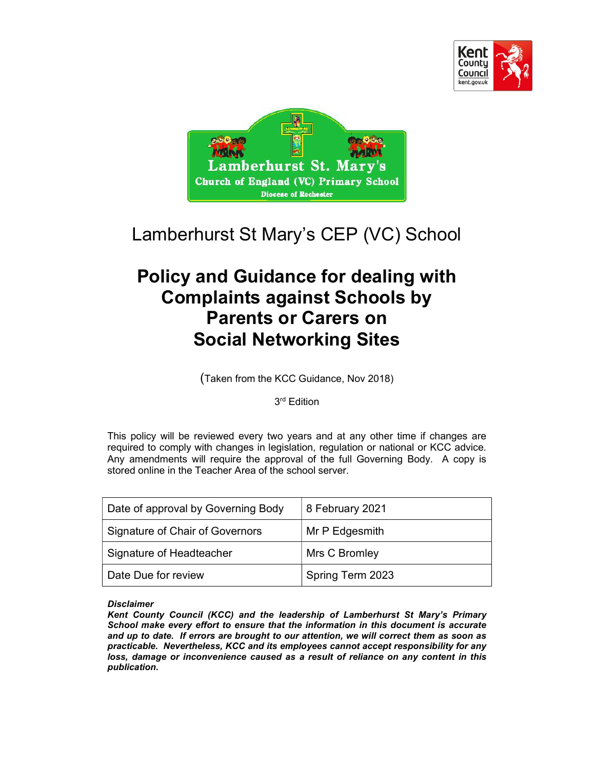Lamberhurst St Mary's CEP (VC) School

# Policy and Guidance for dealing with Complaints against Schools by Parents or Carers on Social Networking Sites

(Taken from the KCC Guidance, Nov 2018)

3rd Edition

This policy will be reviewed every two years and at any other time if changes are required to comply with changes in legislation, regulation or national or KCC advice. Any amendments will require the approval of the full Governing Body. A copy is stored online in the Teacher Area of the school server.

| Date of approval by Governing Body | 8 February 2021 |
|---|---|
| Signature of Chair of Governors | Mr P Edgesmith |
| Signature of Headteacher | Mrs C Bromley |
| Date Due for review | Spring Term 2023 |

***Disclaimer***

***Kent County Council (KCC) and the leadership of Lamberhurst St Mary's Primary School make every effort to ensure that the information in this document is accurate and up to date. If errors are brought to our attention, we will correct them as soon as practicable. Nevertheless, KCC and its employees cannot accept responsibility for any loss, damage or inconvenience caused as a result of reliance on any content in this publication.***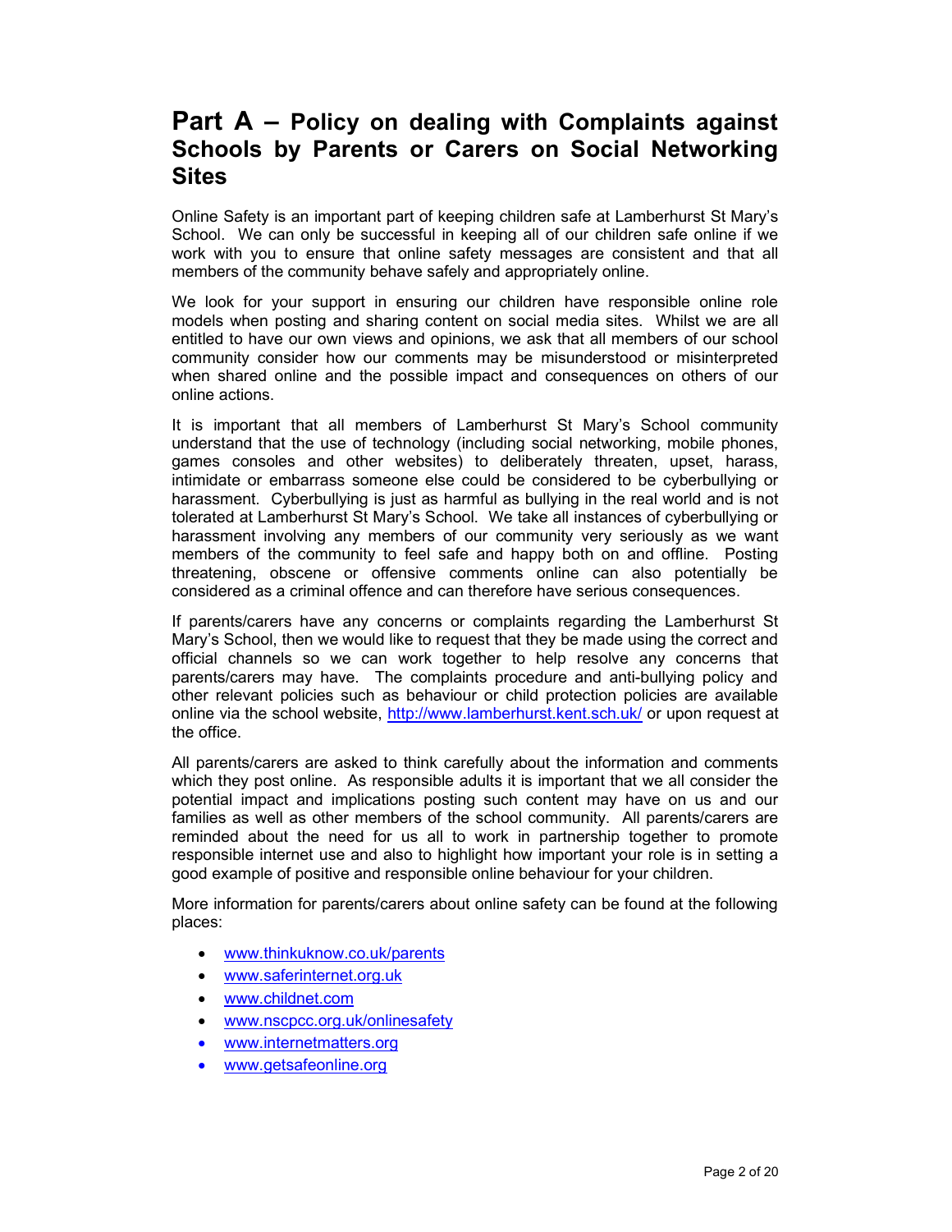# Part A – Policy on dealing with Complaints against Schools by Parents or Carers on Social Networking Sites

Online Safety is an important part of keeping children safe at Lamberhurst St Mary's School. We can only be successful in keeping all of our children safe online if we work with you to ensure that online safety messages are consistent and that all members of the community behave safely and appropriately online.

We look for your support in ensuring our children have responsible online role models when posting and sharing content on social media sites. Whilst we are all entitled to have our own views and opinions, we ask that all members of our school community consider how our comments may be misunderstood or misinterpreted when shared online and the possible impact and consequences on others of our online actions.

It is important that all members of Lamberhurst St Mary's School community understand that the use of technology (including social networking, mobile phones, games consoles and other websites) to deliberately threaten, upset, harass, intimidate or embarrass someone else could be considered to be cyberbullying or harassment. Cyberbullying is just as harmful as bullying in the real world and is not tolerated at Lamberhurst St Mary's School. We take all instances of cyberbullying or harassment involving any members of our community very seriously as we want members of the community to feel safe and happy both on and offline. Posting threatening, obscene or offensive comments online can also potentially be considered as a criminal offence and can therefore have serious consequences.

If parents/carers have any concerns or complaints regarding the Lamberhurst St Mary's School, then we would like to request that they be made using the correct and official channels so we can work together to help resolve any concerns that parents/carers may have. The complaints procedure and anti-bullying policy and other relevant policies such as behaviour or child protection policies are available online via the school website, http://www.lamberhurst.kent.sch.uk/ or upon request at the office.

All parents/carers are asked to think carefully about the information and comments which they post online. As responsible adults it is important that we all consider the potential impact and implications posting such content may have on us and our families as well as other members of the school community. All parents/carers are reminded about the need for us all to work in partnership together to promote responsible internet use and also to highlight how important your role is in setting a good example of positive and responsible online behaviour for your children.

More information for parents/carers about online safety can be found at the following places:

- www.thinkuknow.co.uk/parents
- www.saferinternet.org.uk
- www.childnet.com
- www.nscpcc.org.uk/onlinesafety
- www.internetmatters.org
- www.getsafeonline.org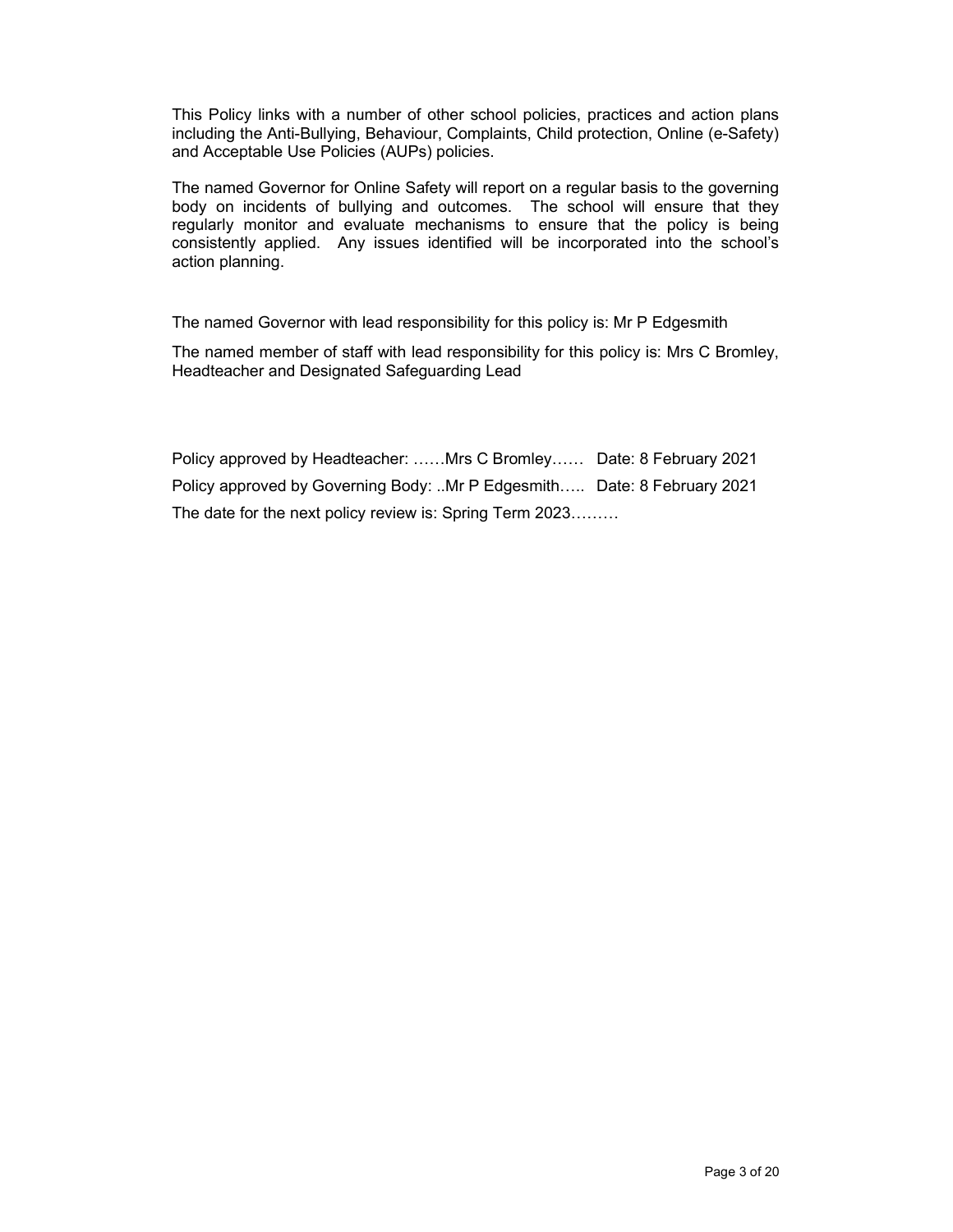This Policy links with a number of other school policies, practices and action plans including the Anti-Bullying, Behaviour, Complaints, Child protection, Online (e-Safety) and Acceptable Use Policies (AUPs) policies.

The named Governor for Online Safety will report on a regular basis to the governing body on incidents of bullying and outcomes. The school will ensure that they regularly monitor and evaluate mechanisms to ensure that the policy is being consistently applied. Any issues identified will be incorporated into the school's action planning.

The named Governor with lead responsibility for this policy is: Mr P Edgesmith

The named member of staff with lead responsibility for this policy is: Mrs C Bromley, Headteacher and Designated Safeguarding Lead

Policy approved by Headteacher: ……Mrs C Bromley…… Date: 8 February 2021

Policy approved by Governing Body: ..Mr P Edgesmith….. Date: 8 February 2021

The date for the next policy review is: Spring Term 2023………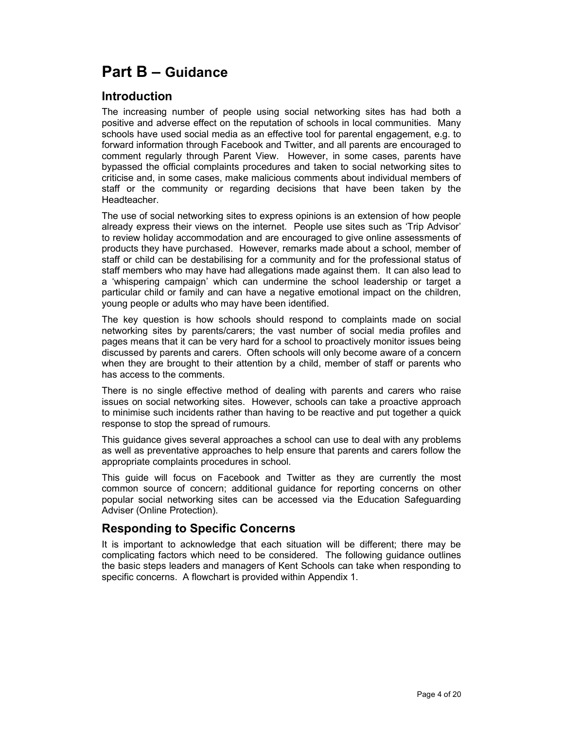# Part B – Guidance

## Introduction

The increasing number of people using social networking sites has had both a positive and adverse effect on the reputation of schools in local communities. Many schools have used social media as an effective tool for parental engagement, e.g. to forward information through Facebook and Twitter, and all parents are encouraged to comment regularly through Parent View. However, in some cases, parents have bypassed the official complaints procedures and taken to social networking sites to criticise and, in some cases, make malicious comments about individual members of staff or the community or regarding decisions that have been taken by the Headteacher.

The use of social networking sites to express opinions is an extension of how people already express their views on the internet. People use sites such as 'Trip Advisor' to review holiday accommodation and are encouraged to give online assessments of products they have purchased. However, remarks made about a school, member of staff or child can be destabilising for a community and for the professional status of staff members who may have had allegations made against them. It can also lead to a 'whispering campaign' which can undermine the school leadership or target a particular child or family and can have a negative emotional impact on the children, young people or adults who may have been identified.

The key question is how schools should respond to complaints made on social networking sites by parents/carers; the vast number of social media profiles and pages means that it can be very hard for a school to proactively monitor issues being discussed by parents and carers. Often schools will only become aware of a concern when they are brought to their attention by a child, member of staff or parents who has access to the comments.

There is no single effective method of dealing with parents and carers who raise issues on social networking sites. However, schools can take a proactive approach to minimise such incidents rather than having to be reactive and put together a quick response to stop the spread of rumours.

This guidance gives several approaches a school can use to deal with any problems as well as preventative approaches to help ensure that parents and carers follow the appropriate complaints procedures in school.

This guide will focus on Facebook and Twitter as they are currently the most common source of concern; additional guidance for reporting concerns on other popular social networking sites can be accessed via the Education Safeguarding Adviser (Online Protection).

## Responding to Specific Concerns

It is important to acknowledge that each situation will be different; there may be complicating factors which need to be considered. The following guidance outlines the basic steps leaders and managers of Kent Schools can take when responding to specific concerns. A flowchart is provided within Appendix 1.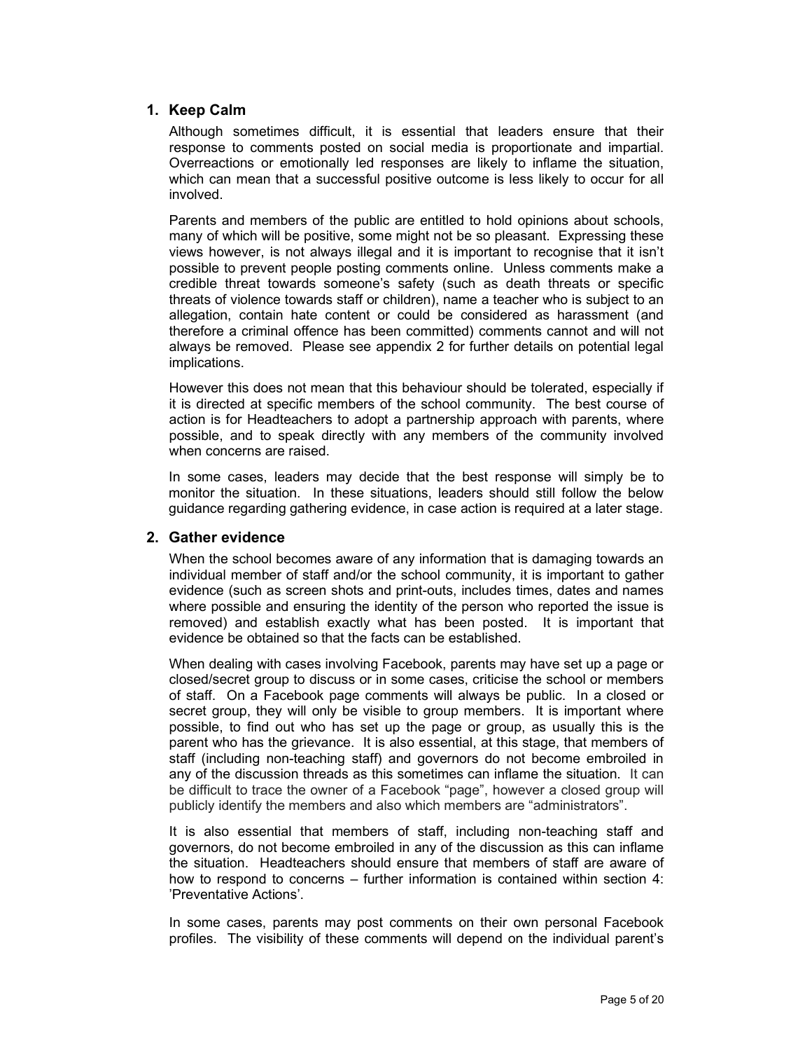## 1. Keep Calm

Although sometimes difficult, it is essential that leaders ensure that their response to comments posted on social media is proportionate and impartial. Overreactions or emotionally led responses are likely to inflame the situation, which can mean that a successful positive outcome is less likely to occur for all involved.

Parents and members of the public are entitled to hold opinions about schools, many of which will be positive, some might not be so pleasant. Expressing these views however, is not always illegal and it is important to recognise that it isn't possible to prevent people posting comments online. Unless comments make a credible threat towards someone's safety (such as death threats or specific threats of violence towards staff or children), name a teacher who is subject to an allegation, contain hate content or could be considered as harassment (and therefore a criminal offence has been committed) comments cannot and will not always be removed. Please see appendix 2 for further details on potential legal implications.

However this does not mean that this behaviour should be tolerated, especially if it is directed at specific members of the school community. The best course of action is for Headteachers to adopt a partnership approach with parents, where possible, and to speak directly with any members of the community involved when concerns are raised.

In some cases, leaders may decide that the best response will simply be to monitor the situation. In these situations, leaders should still follow the below guidance regarding gathering evidence, in case action is required at a later stage.

## 2. Gather evidence

When the school becomes aware of any information that is damaging towards an individual member of staff and/or the school community, it is important to gather evidence (such as screen shots and print-outs, includes times, dates and names where possible and ensuring the identity of the person who reported the issue is removed) and establish exactly what has been posted. It is important that evidence be obtained so that the facts can be established.

When dealing with cases involving Facebook, parents may have set up a page or closed/secret group to discuss or in some cases, criticise the school or members of staff. On a Facebook page comments will always be public. In a closed or secret group, they will only be visible to group members. It is important where possible, to find out who has set up the page or group, as usually this is the parent who has the grievance. It is also essential, at this stage, that members of staff (including non-teaching staff) and governors do not become embroiled in any of the discussion threads as this sometimes can inflame the situation. It can be difficult to trace the owner of a Facebook "page", however a closed group will publicly identify the members and also which members are "administrators".

It is also essential that members of staff, including non-teaching staff and governors, do not become embroiled in any of the discussion as this can inflame the situation. Headteachers should ensure that members of staff are aware of how to respond to concerns – further information is contained within section 4: 'Preventative Actions'.

In some cases, parents may post comments on their own personal Facebook profiles. The visibility of these comments will depend on the individual parent's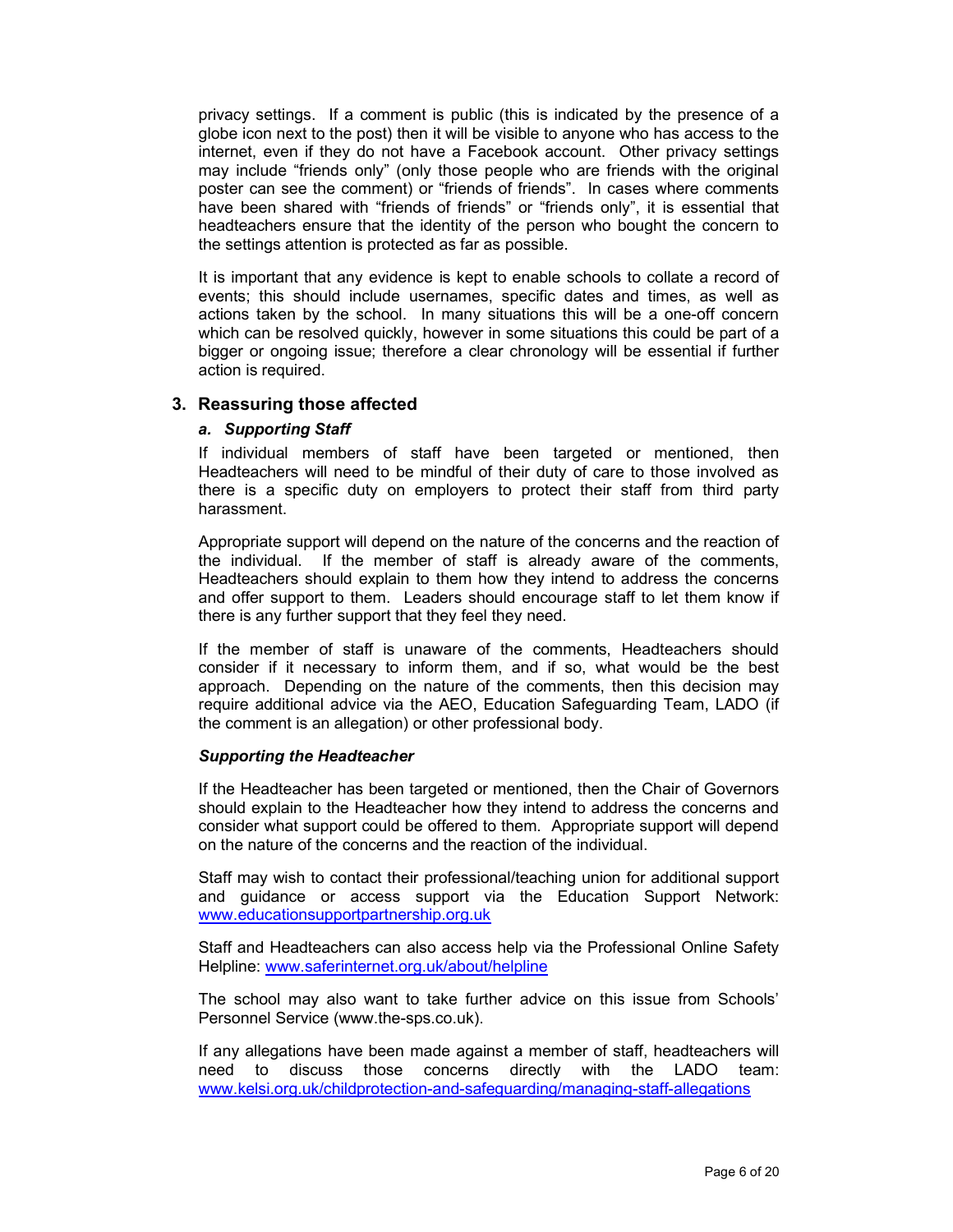privacy settings. If a comment is public (this is indicated by the presence of a globe icon next to the post) then it will be visible to anyone who has access to the internet, even if they do not have a Facebook account. Other privacy settings may include "friends only" (only those people who are friends with the original poster can see the comment) or "friends of friends". In cases where comments have been shared with "friends of friends" or "friends only", it is essential that headteachers ensure that the identity of the person who bought the concern to the settings attention is protected as far as possible.

It is important that any evidence is kept to enable schools to collate a record of events; this should include usernames, specific dates and times, as well as actions taken by the school. In many situations this will be a one-off concern which can be resolved quickly, however in some situations this could be part of a bigger or ongoing issue; therefore a clear chronology will be essential if further action is required.

## 3. Reassuring those affected

### *a. Supporting Staff*

If individual members of staff have been targeted or mentioned, then Headteachers will need to be mindful of their duty of care to those involved as there is a specific duty on employers to protect their staff from third party harassment.

Appropriate support will depend on the nature of the concerns and the reaction of the individual. If the member of staff is already aware of the comments, Headteachers should explain to them how they intend to address the concerns and offer support to them. Leaders should encourage staff to let them know if there is any further support that they feel they need.

If the member of staff is unaware of the comments, Headteachers should consider if it necessary to inform them, and if so, what would be the best approach. Depending on the nature of the comments, then this decision may require additional advice via the AEO, Education Safeguarding Team, LADO (if the comment is an allegation) or other professional body.

***Supporting the Headteacher***

If the Headteacher has been targeted or mentioned, then the Chair of Governors should explain to the Headteacher how they intend to address the concerns and consider what support could be offered to them. Appropriate support will depend on the nature of the concerns and the reaction of the individual.

Staff may wish to contact their professional/teaching union for additional support and guidance or access support via the Education Support Network: www.educationsupportpartnership.org.uk

Staff and Headteachers can also access help via the Professional Online Safety Helpline: www.saferinternet.org.uk/about/helpline

The school may also want to take further advice on this issue from Schools' Personnel Service (www.the-sps.co.uk).

If any allegations have been made against a member of staff, headteachers will need to discuss those concerns directly with the LADO team: www.kelsi.org.uk/childprotection-and-safeguarding/managing-staff-allegations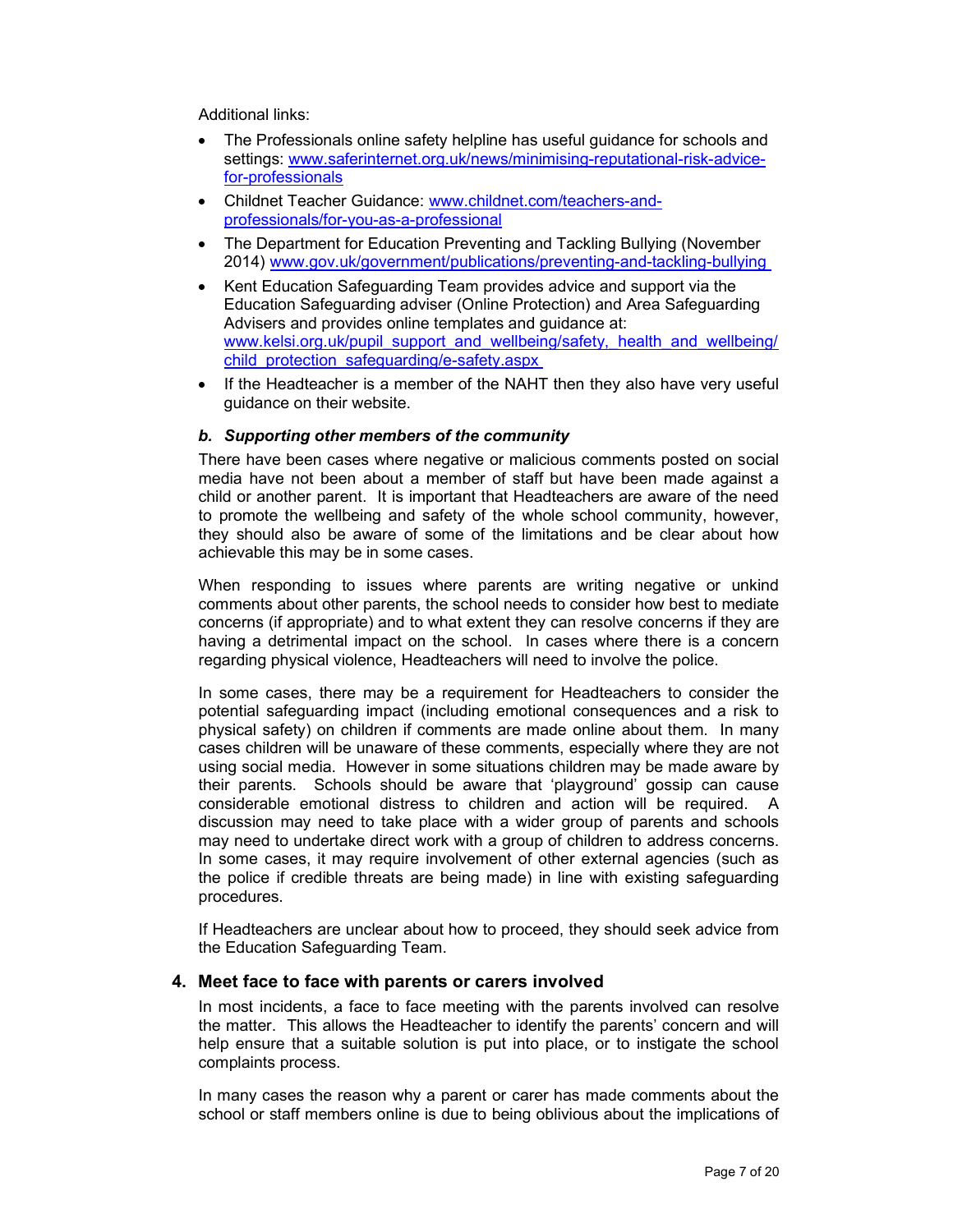Additional links:

- The Professionals online safety helpline has useful guidance for schools and settings: [www.saferinternet.org.uk/news/minimising-reputational-risk-advice-for-professionals](http://www.saferinternet.org.uk/news/minimising-reputational-risk-advice-for-professionals)
- Childnet Teacher Guidance: [www.childnet.com/teachers-and-professionals/for-you-as-a-professional](http://www.childnet.com/teachers-and-professionals/for-you-as-a-professional)
- The Department for Education Preventing and Tackling Bullying (November 2014) [www.gov.uk/government/publications/preventing-and-tackling-bullying](http://www.gov.uk/government/publications/preventing-and-tackling-bullying)
- Kent Education Safeguarding Team provides advice and support via the Education Safeguarding adviser (Online Protection) and Area Safeguarding Advisers and provides online templates and guidance at: [www.kelsi.org.uk/pupil_support_and_wellbeing/safety,_health_and_wellbeing/child_protection_safeguarding/e-safety.aspx](http://www.kelsi.org.uk/pupil_support_and_wellbeing/safety,_health_and_wellbeing/child_protection_safeguarding/e-safety.aspx)
- If the Headteacher is a member of the NAHT then they also have very useful guidance on their website.

### *b. Supporting other members of the community*

There have been cases where negative or malicious comments posted on social media have not been about a member of staff but have been made against a child or another parent. It is important that Headteachers are aware of the need to promote the wellbeing and safety of the whole school community, however, they should also be aware of some of the limitations and be clear about how achievable this may be in some cases.

When responding to issues where parents are writing negative or unkind comments about other parents, the school needs to consider how best to mediate concerns (if appropriate) and to what extent they can resolve concerns if they are having a detrimental impact on the school. In cases where there is a concern regarding physical violence, Headteachers will need to involve the police.

In some cases, there may be a requirement for Headteachers to consider the potential safeguarding impact (including emotional consequences and a risk to physical safety) on children if comments are made online about them. In many cases children will be unaware of these comments, especially where they are not using social media. However in some situations children may be made aware by their parents. Schools should be aware that 'playground' gossip can cause considerable emotional distress to children and action will be required. A discussion may need to take place with a wider group of parents and schools may need to undertake direct work with a group of children to address concerns. In some cases, it may require involvement of other external agencies (such as the police if credible threats are being made) in line with existing safeguarding procedures.

If Headteachers are unclear about how to proceed, they should seek advice from the Education Safeguarding Team.

## 4. Meet face to face with parents or carers involved

In most incidents, a face to face meeting with the parents involved can resolve the matter. This allows the Headteacher to identify the parents' concern and will help ensure that a suitable solution is put into place, or to instigate the school complaints process.

In many cases the reason why a parent or carer has made comments about the school or staff members online is due to being oblivious about the implications of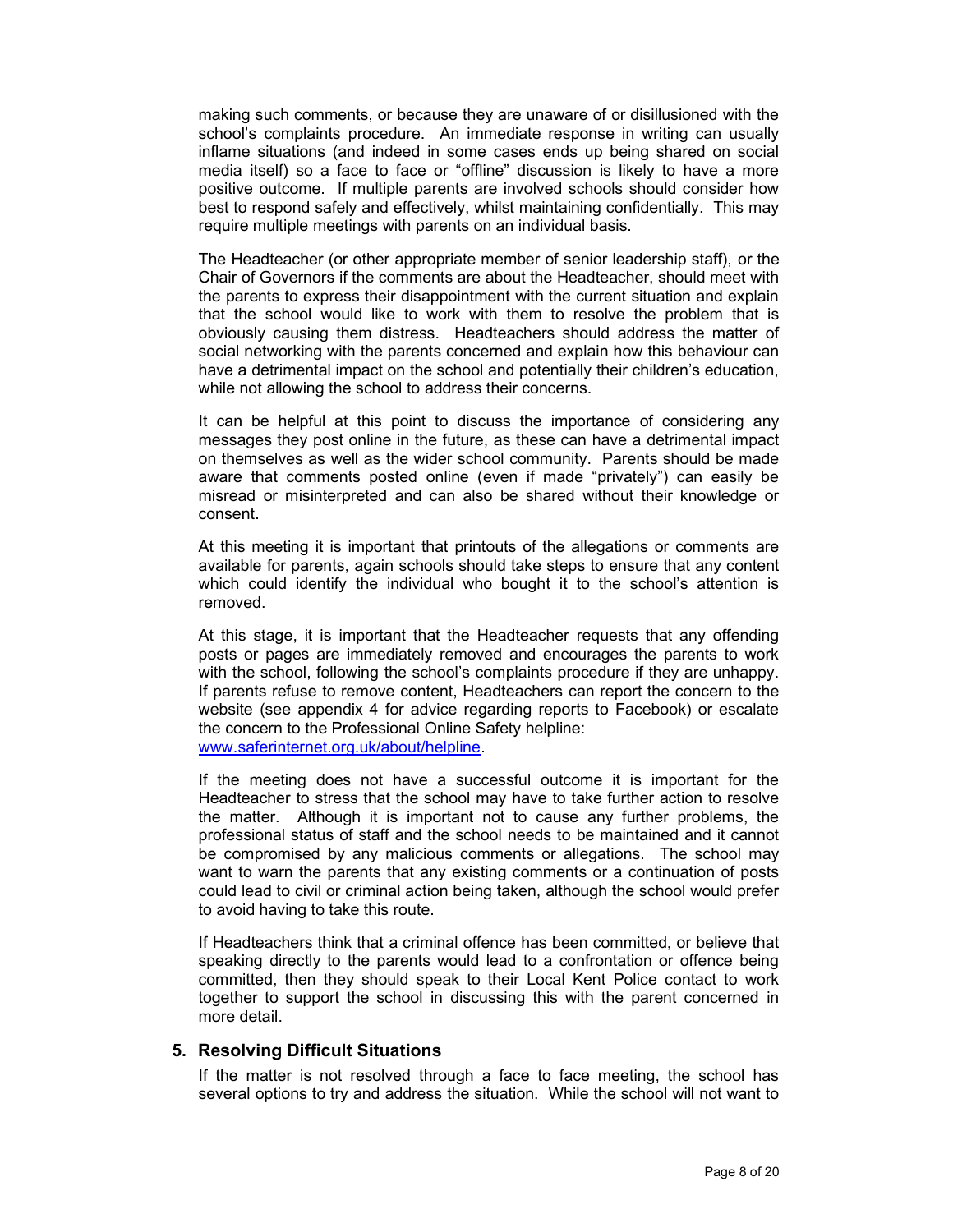making such comments, or because they are unaware of or disillusioned with the school's complaints procedure. An immediate response in writing can usually inflame situations (and indeed in some cases ends up being shared on social media itself) so a face to face or "offline" discussion is likely to have a more positive outcome. If multiple parents are involved schools should consider how best to respond safely and effectively, whilst maintaining confidentially. This may require multiple meetings with parents on an individual basis.

The Headteacher (or other appropriate member of senior leadership staff), or the Chair of Governors if the comments are about the Headteacher, should meet with the parents to express their disappointment with the current situation and explain that the school would like to work with them to resolve the problem that is obviously causing them distress. Headteachers should address the matter of social networking with the parents concerned and explain how this behaviour can have a detrimental impact on the school and potentially their children's education, while not allowing the school to address their concerns.

It can be helpful at this point to discuss the importance of considering any messages they post online in the future, as these can have a detrimental impact on themselves as well as the wider school community. Parents should be made aware that comments posted online (even if made "privately") can easily be misread or misinterpreted and can also be shared without their knowledge or consent.

At this meeting it is important that printouts of the allegations or comments are available for parents, again schools should take steps to ensure that any content which could identify the individual who bought it to the school's attention is removed.

At this stage, it is important that the Headteacher requests that any offending posts or pages are immediately removed and encourages the parents to work with the school, following the school's complaints procedure if they are unhappy. If parents refuse to remove content, Headteachers can report the concern to the website (see appendix 4 for advice regarding reports to Facebook) or escalate the concern to the Professional Online Safety helpline: [www.saferinternet.org.uk/about/helpline](www.saferinternet.org.uk/about/helpline).

If the meeting does not have a successful outcome it is important for the Headteacher to stress that the school may have to take further action to resolve the matter. Although it is important not to cause any further problems, the professional status of staff and the school needs to be maintained and it cannot be compromised by any malicious comments or allegations. The school may want to warn the parents that any existing comments or a continuation of posts could lead to civil or criminal action being taken, although the school would prefer to avoid having to take this route.

If Headteachers think that a criminal offence has been committed, or believe that speaking directly to the parents would lead to a confrontation or offence being committed, then they should speak to their Local Kent Police contact to work together to support the school in discussing this with the parent concerned in more detail.

## 5. Resolving Difficult Situations

If the matter is not resolved through a face to face meeting, the school has several options to try and address the situation. While the school will not want to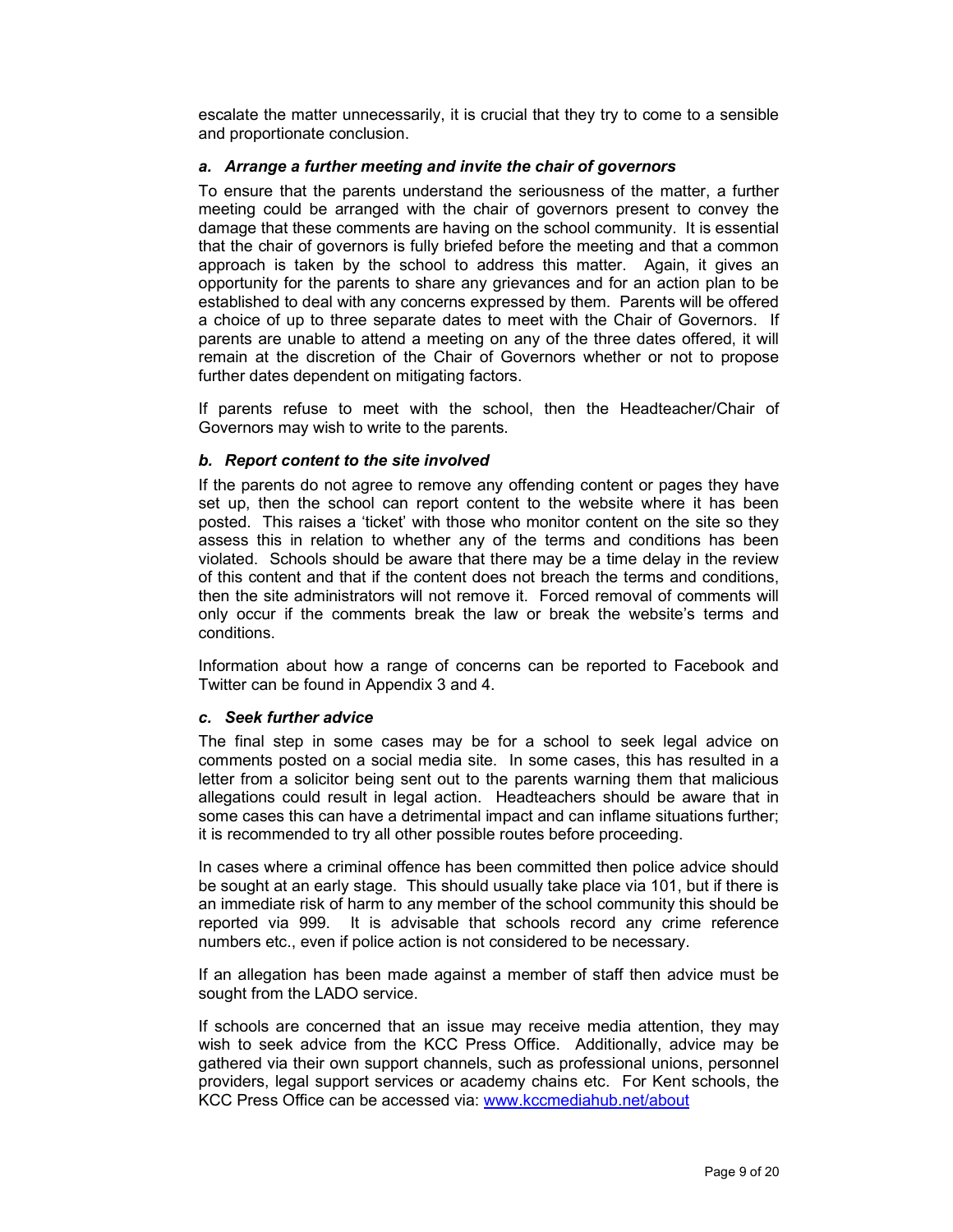escalate the matter unnecessarily, it is crucial that they try to come to a sensible and proportionate conclusion.

***a. Arrange a further meeting and invite the chair of governors***

To ensure that the parents understand the seriousness of the matter, a further meeting could be arranged with the chair of governors present to convey the damage that these comments are having on the school community. It is essential that the chair of governors is fully briefed before the meeting and that a common approach is taken by the school to address this matter. Again, it gives an opportunity for the parents to share any grievances and for an action plan to be established to deal with any concerns expressed by them. Parents will be offered a choice of up to three separate dates to meet with the Chair of Governors. If parents are unable to attend a meeting on any of the three dates offered, it will remain at the discretion of the Chair of Governors whether or not to propose further dates dependent on mitigating factors.

If parents refuse to meet with the school, then the Headteacher/Chair of Governors may wish to write to the parents.

***b. Report content to the site involved***

If the parents do not agree to remove any offending content or pages they have set up, then the school can report content to the website where it has been posted. This raises a 'ticket' with those who monitor content on the site so they assess this in relation to whether any of the terms and conditions has been violated. Schools should be aware that there may be a time delay in the review of this content and that if the content does not breach the terms and conditions, then the site administrators will not remove it. Forced removal of comments will only occur if the comments break the law or break the website's terms and conditions.

Information about how a range of concerns can be reported to Facebook and Twitter can be found in Appendix 3 and 4.

***c. Seek further advice***

The final step in some cases may be for a school to seek legal advice on comments posted on a social media site. In some cases, this has resulted in a letter from a solicitor being sent out to the parents warning them that malicious allegations could result in legal action. Headteachers should be aware that in some cases this can have a detrimental impact and can inflame situations further; it is recommended to try all other possible routes before proceeding.

In cases where a criminal offence has been committed then police advice should be sought at an early stage. This should usually take place via 101, but if there is an immediate risk of harm to any member of the school community this should be reported via 999. It is advisable that schools record any crime reference numbers etc., even if police action is not considered to be necessary.

If an allegation has been made against a member of staff then advice must be sought from the LADO service.

If schools are concerned that an issue may receive media attention, they may wish to seek advice from the KCC Press Office. Additionally, advice may be gathered via their own support channels, such as professional unions, personnel providers, legal support services or academy chains etc. For Kent schools, the KCC Press Office can be accessed via: [www.kccmediahub.net/about](www.kccmediahub.net/about)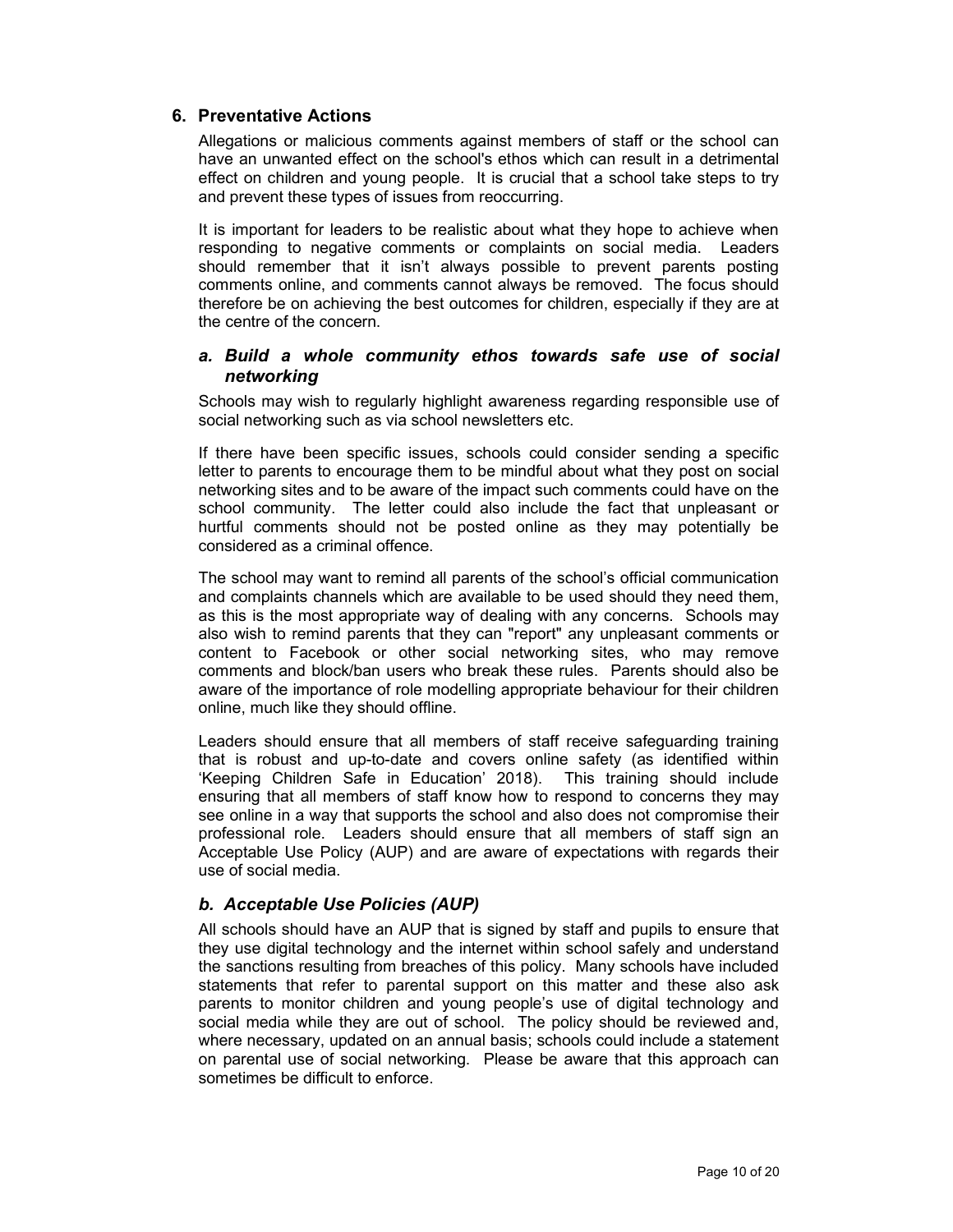## 6. Preventative Actions

Allegations or malicious comments against members of staff or the school can have an unwanted effect on the school's ethos which can result in a detrimental effect on children and young people. It is crucial that a school take steps to try and prevent these types of issues from reoccurring.

It is important for leaders to be realistic about what they hope to achieve when responding to negative comments or complaints on social media. Leaders should remember that it isn't always possible to prevent parents posting comments online, and comments cannot always be removed. The focus should therefore be on achieving the best outcomes for children, especially if they are at the centre of the concern.

### *a. Build a whole community ethos towards safe use of social networking*

Schools may wish to regularly highlight awareness regarding responsible use of social networking such as via school newsletters etc.

If there have been specific issues, schools could consider sending a specific letter to parents to encourage them to be mindful about what they post on social networking sites and to be aware of the impact such comments could have on the school community. The letter could also include the fact that unpleasant or hurtful comments should not be posted online as they may potentially be considered as a criminal offence.

The school may want to remind all parents of the school's official communication and complaints channels which are available to be used should they need them, as this is the most appropriate way of dealing with any concerns. Schools may also wish to remind parents that they can "report" any unpleasant comments or content to Facebook or other social networking sites, who may remove comments and block/ban users who break these rules. Parents should also be aware of the importance of role modelling appropriate behaviour for their children online, much like they should offline.

Leaders should ensure that all members of staff receive safeguarding training that is robust and up-to-date and covers online safety (as identified within 'Keeping Children Safe in Education' 2018). This training should include ensuring that all members of staff know how to respond to concerns they may see online in a way that supports the school and also does not compromise their professional role. Leaders should ensure that all members of staff sign an Acceptable Use Policy (AUP) and are aware of expectations with regards their use of social media.

### *b. Acceptable Use Policies (AUP)*

All schools should have an AUP that is signed by staff and pupils to ensure that they use digital technology and the internet within school safely and understand the sanctions resulting from breaches of this policy. Many schools have included statements that refer to parental support on this matter and these also ask parents to monitor children and young people's use of digital technology and social media while they are out of school. The policy should be reviewed and, where necessary, updated on an annual basis; schools could include a statement on parental use of social networking. Please be aware that this approach can sometimes be difficult to enforce.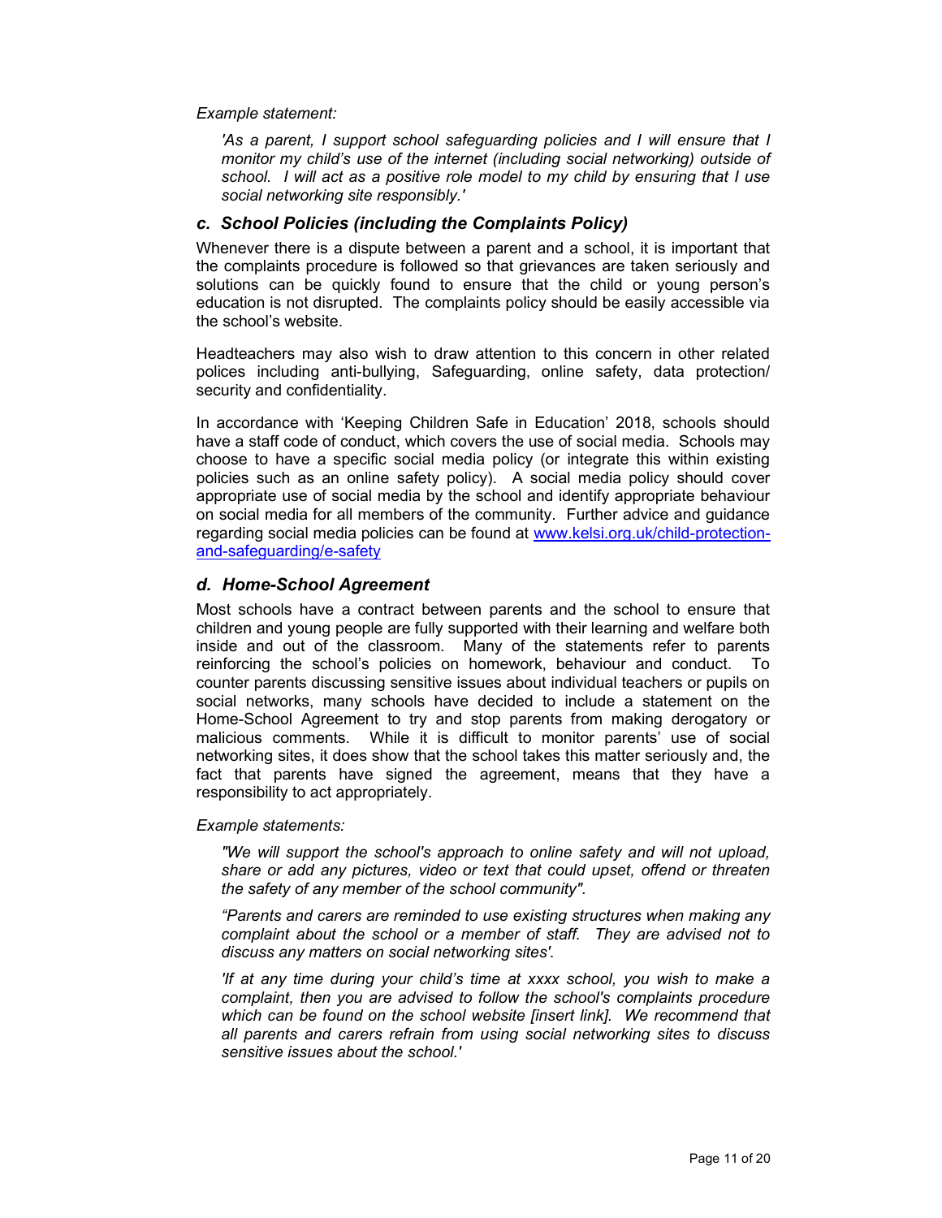*Example statement:*

> *'As a parent, I support school safeguarding policies and I will ensure that I monitor my child's use of the internet (including social networking) outside of school. I will act as a positive role model to my child by ensuring that I use social networking site responsibly.'*

### *c. School Policies (including the Complaints Policy)*

Whenever there is a dispute between a parent and a school, it is important that the complaints procedure is followed so that grievances are taken seriously and solutions can be quickly found to ensure that the child or young person's education is not disrupted. The complaints policy should be easily accessible via the school's website.

Headteachers may also wish to draw attention to this concern in other related polices including anti-bullying, Safeguarding, online safety, data protection/ security and confidentiality.

In accordance with 'Keeping Children Safe in Education' 2018, schools should have a staff code of conduct, which covers the use of social media. Schools may choose to have a specific social media policy (or integrate this within existing policies such as an online safety policy). A social media policy should cover appropriate use of social media by the school and identify appropriate behaviour on social media for all members of the community. Further advice and guidance regarding social media policies can be found at [www.kelsi.org.uk/child-protection-and-safeguarding/e-safety](www.kelsi.org.uk/child-protection-and-safeguarding/e-safety)

### *d. Home-School Agreement*

Most schools have a contract between parents and the school to ensure that children and young people are fully supported with their learning and welfare both inside and out of the classroom. Many of the statements refer to parents reinforcing the school's policies on homework, behaviour and conduct. To counter parents discussing sensitive issues about individual teachers or pupils on social networks, many schools have decided to include a statement on the Home-School Agreement to try and stop parents from making derogatory or malicious comments. While it is difficult to monitor parents' use of social networking sites, it does show that the school takes this matter seriously and, the fact that parents have signed the agreement, means that they have a responsibility to act appropriately.

*Example statements:*

> *"We will support the school's approach to online safety and will not upload, share or add any pictures, video or text that could upset, offend or threaten the safety of any member of the school community".*
>
> *"Parents and carers are reminded to use existing structures when making any complaint about the school or a member of staff. They are advised not to discuss any matters on social networking sites'.*
>
> *'If at any time during your child's time at xxxx school, you wish to make a complaint, then you are advised to follow the school's complaints procedure which can be found on the school website [insert link]. We recommend that all parents and carers refrain from using social networking sites to discuss sensitive issues about the school.'*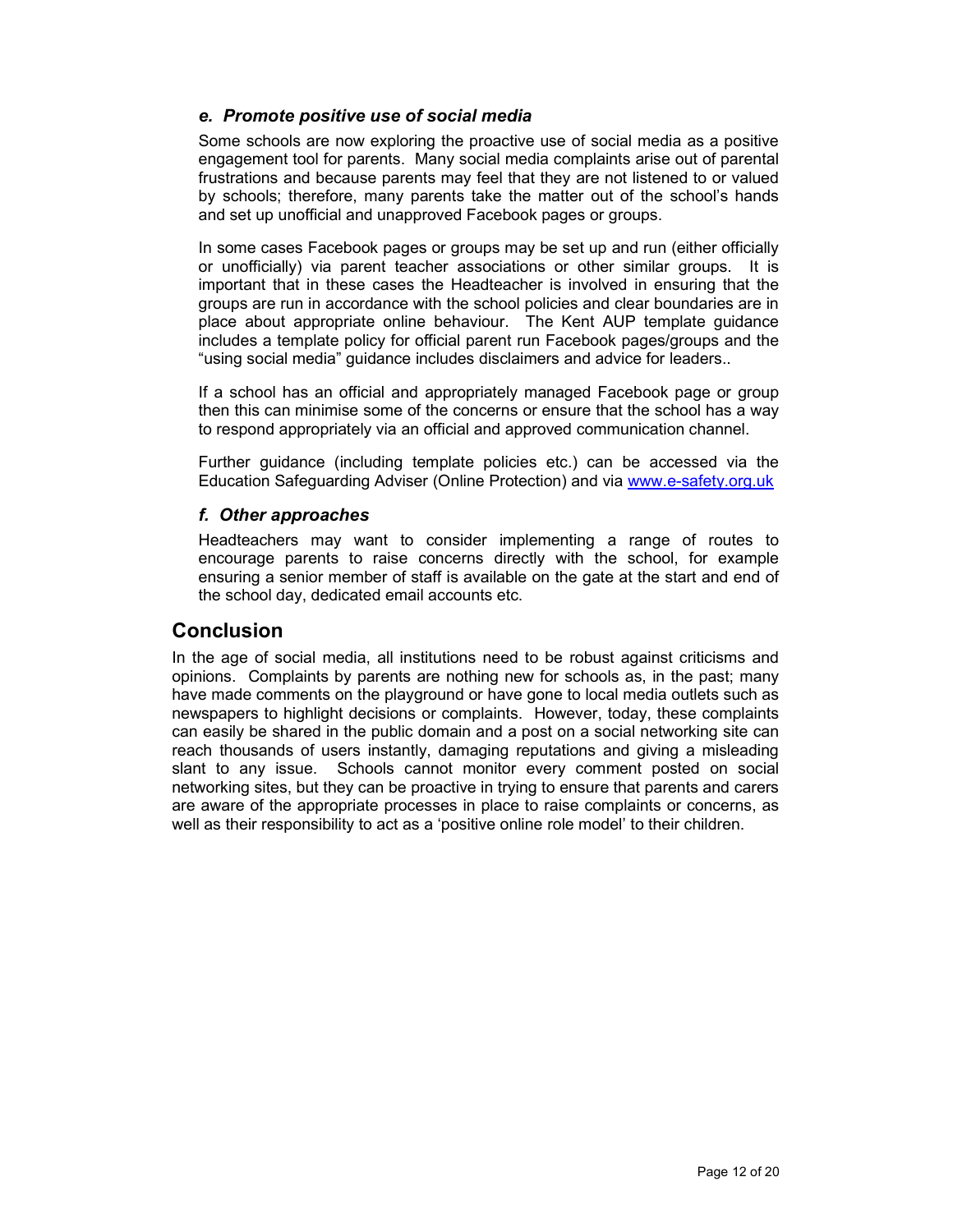### *e. Promote positive use of social media*

Some schools are now exploring the proactive use of social media as a positive engagement tool for parents. Many social media complaints arise out of parental frustrations and because parents may feel that they are not listened to or valued by schools; therefore, many parents take the matter out of the school's hands and set up unofficial and unapproved Facebook pages or groups.

In some cases Facebook pages or groups may be set up and run (either officially or unofficially) via parent teacher associations or other similar groups. It is important that in these cases the Headteacher is involved in ensuring that the groups are run in accordance with the school policies and clear boundaries are in place about appropriate online behaviour. The Kent AUP template guidance includes a template policy for official parent run Facebook pages/groups and the "using social media" guidance includes disclaimers and advice for leaders..

If a school has an official and appropriately managed Facebook page or group then this can minimise some of the concerns or ensure that the school has a way to respond appropriately via an official and approved communication channel.

Further guidance (including template policies etc.) can be accessed via the Education Safeguarding Adviser (Online Protection) and via [www.e-safety.org.uk](http://www.e-safety.org.uk)

### *f. Other approaches*

Headteachers may want to consider implementing a range of routes to encourage parents to raise concerns directly with the school, for example ensuring a senior member of staff is available on the gate at the start and end of the school day, dedicated email accounts etc.

## Conclusion

In the age of social media, all institutions need to be robust against criticisms and opinions. Complaints by parents are nothing new for schools as, in the past; many have made comments on the playground or have gone to local media outlets such as newspapers to highlight decisions or complaints. However, today, these complaints can easily be shared in the public domain and a post on a social networking site can reach thousands of users instantly, damaging reputations and giving a misleading slant to any issue. Schools cannot monitor every comment posted on social networking sites, but they can be proactive in trying to ensure that parents and carers are aware of the appropriate processes in place to raise complaints or concerns, as well as their responsibility to act as a 'positive online role model' to their children.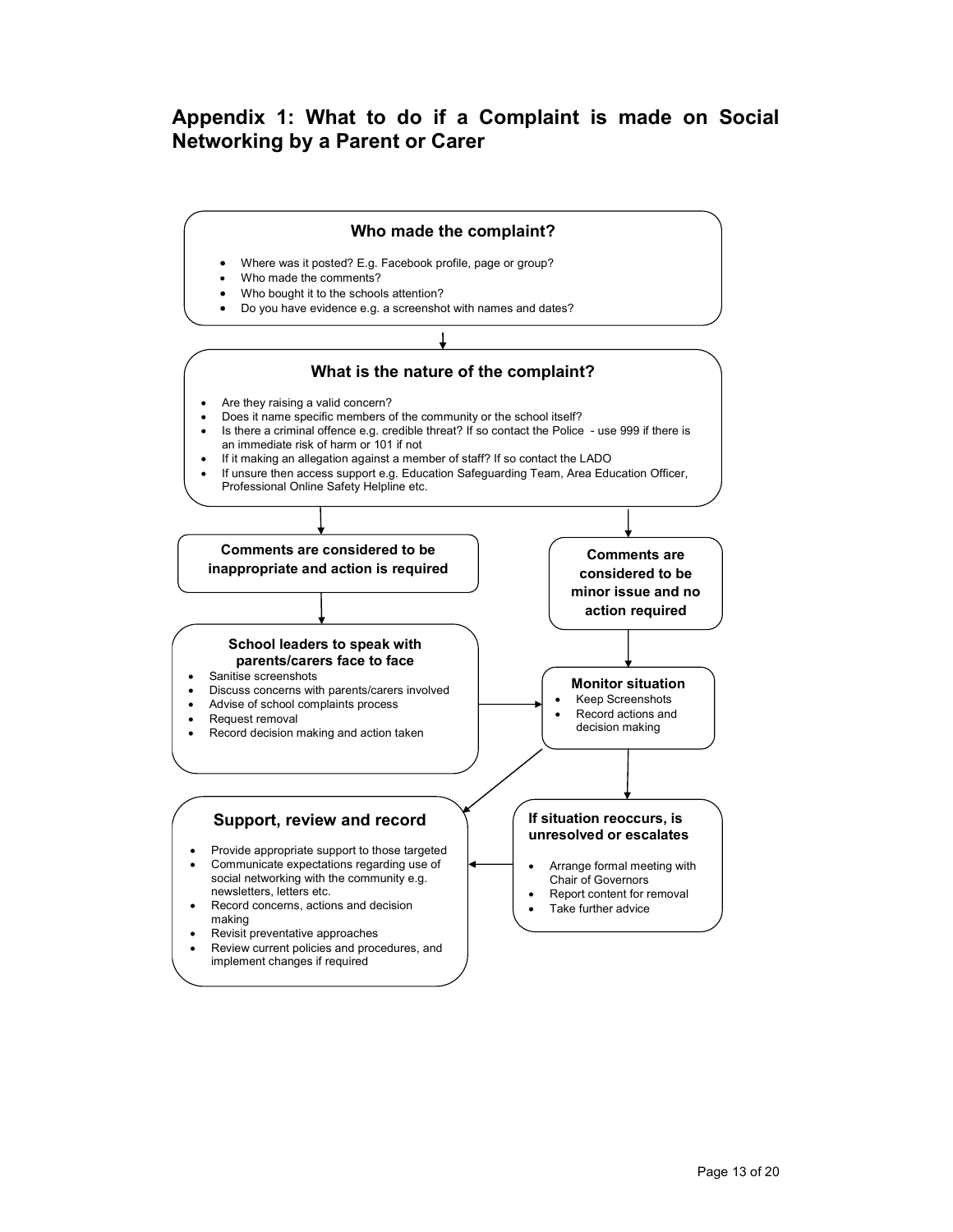## Appendix 1: What to do if a Complaint is made on Social Networking by a Parent or Carer

### Who made the complaint?

- Where was it posted? E.g. Facebook profile, page or group?
- Who made the comments?
- Who bought it to the schools attention?
- Do you have evidence e.g. a screenshot with names and dates?

### What is the nature of the complaint?

- Are they raising a valid concern?
- Does it name specific members of the community or the school itself?
- Is there a criminal offence e.g. credible threat? If so contact the Police - use 999 if there is an immediate risk of harm or 101 if not
- If it making an allegation against a member of staff? If so contact the LADO
- If unsure then access support e.g. Education Safeguarding Team, Area Education Officer, Professional Online Safety Helpline etc.

**Comments are considered to be inappropriate and action is required**

**Comments are considered to be minor issue and no action required**

**School leaders to speak with parents/carers face to face**

- Sanitise screenshots
- Discuss concerns with parents/carers involved
- Advise of school complaints process
- Request removal
- Record decision making and action taken

**Monitor situation**

- Keep Screenshots
- Record actions and decision making

**Support, review and record**

- Provide appropriate support to those targeted
- Communicate expectations regarding use of social networking with the community e.g. newsletters, letters etc.
- Record concerns, actions and decision making
- Revisit preventative approaches
- Review current policies and procedures, and implement changes if required

**If situation reoccurs, is unresolved or escalates**

- Arrange formal meeting with Chair of Governors
- Report content for removal
- Take further advice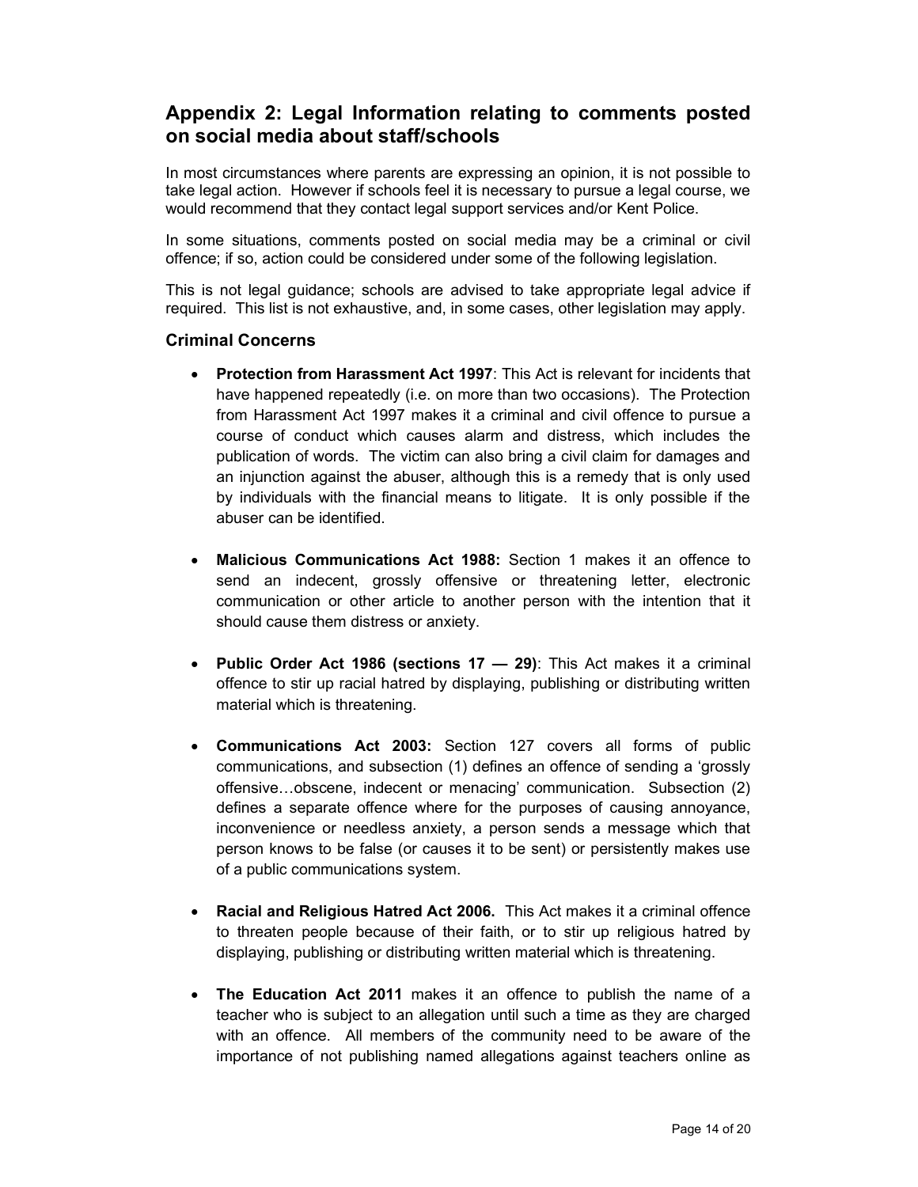## Appendix 2: Legal Information relating to comments posted on social media about staff/schools

In most circumstances where parents are expressing an opinion, it is not possible to take legal action. However if schools feel it is necessary to pursue a legal course, we would recommend that they contact legal support services and/or Kent Police.

In some situations, comments posted on social media may be a criminal or civil offence; if so, action could be considered under some of the following legislation.

This is not legal guidance; schools are advised to take appropriate legal advice if required. This list is not exhaustive, and, in some cases, other legislation may apply.

### Criminal Concerns

- **Protection from Harassment Act 1997**: This Act is relevant for incidents that have happened repeatedly (i.e. on more than two occasions). The Protection from Harassment Act 1997 makes it a criminal and civil offence to pursue a course of conduct which causes alarm and distress, which includes the publication of words. The victim can also bring a civil claim for damages and an injunction against the abuser, although this is a remedy that is only used by individuals with the financial means to litigate. It is only possible if the abuser can be identified.

- **Malicious Communications Act 1988:** Section 1 makes it an offence to send an indecent, grossly offensive or threatening letter, electronic communication or other article to another person with the intention that it should cause them distress or anxiety.

- **Public Order Act 1986 (sections 17 — 29)**: This Act makes it a criminal offence to stir up racial hatred by displaying, publishing or distributing written material which is threatening.

- **Communications Act 2003:** Section 127 covers all forms of public communications, and subsection (1) defines an offence of sending a 'grossly offensive…obscene, indecent or menacing' communication. Subsection (2) defines a separate offence where for the purposes of causing annoyance, inconvenience or needless anxiety, a person sends a message which that person knows to be false (or causes it to be sent) or persistently makes use of a public communications system.

- **Racial and Religious Hatred Act 2006.** This Act makes it a criminal offence to threaten people because of their faith, or to stir up religious hatred by displaying, publishing or distributing written material which is threatening.

- **The Education Act 2011** makes it an offence to publish the name of a teacher who is subject to an allegation until such a time as they are charged with an offence. All members of the community need to be aware of the importance of not publishing named allegations against teachers online as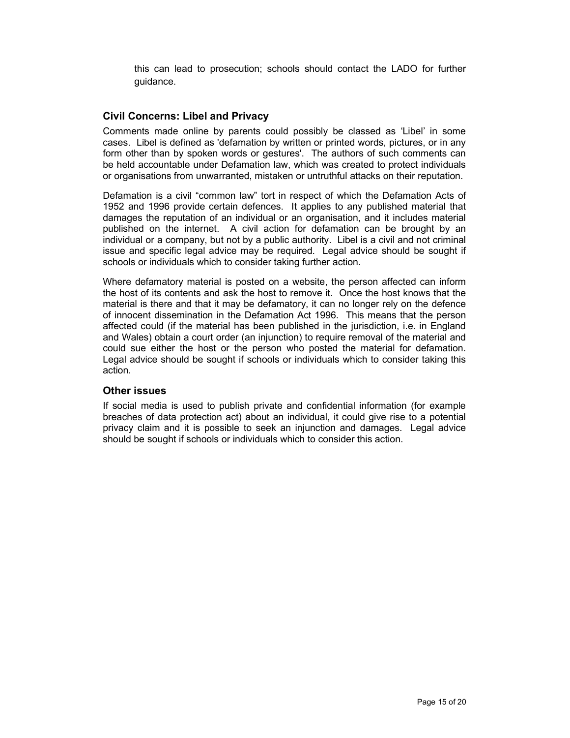this can lead to prosecution; schools should contact the LADO for further guidance.

### Civil Concerns: Libel and Privacy

Comments made online by parents could possibly be classed as 'Libel' in some cases. Libel is defined as 'defamation by written or printed words, pictures, or in any form other than by spoken words or gestures'. The authors of such comments can be held accountable under Defamation law, which was created to protect individuals or organisations from unwarranted, mistaken or untruthful attacks on their reputation.

Defamation is a civil "common law" tort in respect of which the Defamation Acts of 1952 and 1996 provide certain defences. It applies to any published material that damages the reputation of an individual or an organisation, and it includes material published on the internet. A civil action for defamation can be brought by an individual or a company, but not by a public authority. Libel is a civil and not criminal issue and specific legal advice may be required. Legal advice should be sought if schools or individuals which to consider taking further action.

Where defamatory material is posted on a website, the person affected can inform the host of its contents and ask the host to remove it. Once the host knows that the material is there and that it may be defamatory, it can no longer rely on the defence of innocent dissemination in the Defamation Act 1996. This means that the person affected could (if the material has been published in the jurisdiction, i.e. in England and Wales) obtain a court order (an injunction) to require removal of the material and could sue either the host or the person who posted the material for defamation. Legal advice should be sought if schools or individuals which to consider taking this action.

### Other issues

If social media is used to publish private and confidential information (for example breaches of data protection act) about an individual, it could give rise to a potential privacy claim and it is possible to seek an injunction and damages. Legal advice should be sought if schools or individuals which to consider this action.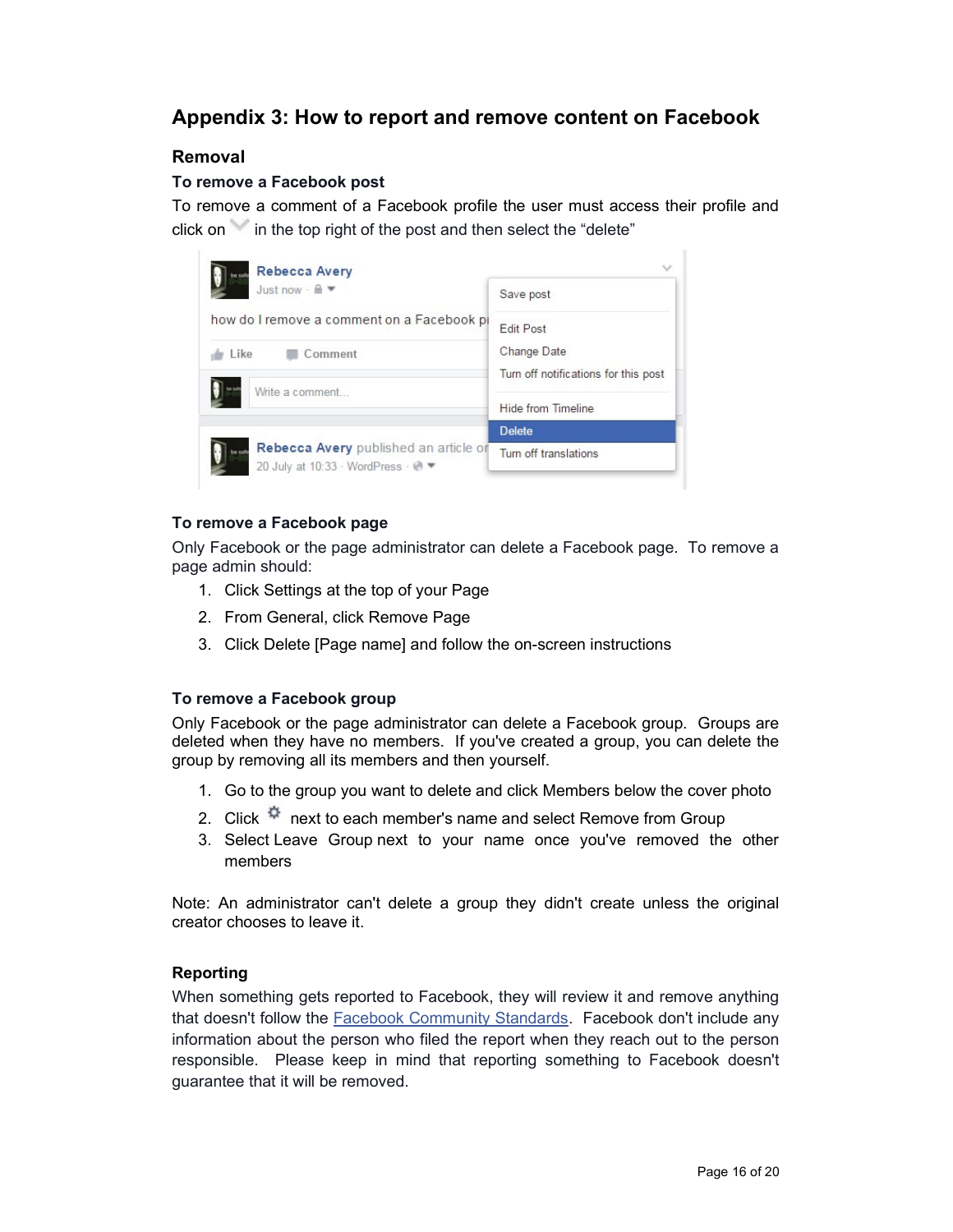## Appendix 3: How to report and remove content on Facebook

### Removal

#### To remove a Facebook post

To remove a comment of a Facebook profile the user must access their profile and click on in the top right of the post and then select the "delete"

#### To remove a Facebook page

Only Facebook or the page administrator can delete a Facebook page. To remove a page admin should:

1. Click Settings at the top of your Page
2. From General, click Remove Page
3. Click Delete [Page name] and follow the on-screen instructions

#### To remove a Facebook group

Only Facebook or the page administrator can delete a Facebook group. Groups are deleted when they have no members. If you've created a group, you can delete the group by removing all its members and then yourself.

1. Go to the group you want to delete and click Members below the cover photo
2. Click next to each member's name and select Remove from Group
3. Select Leave Group next to your name once you've removed the other members

Note: An administrator can't delete a group they didn't create unless the original creator chooses to leave it.

### Reporting

When something gets reported to Facebook, they will review it and remove anything that doesn't follow the [Facebook Community Standards](). Facebook don't include any information about the person who filed the report when they reach out to the person responsible. Please keep in mind that reporting something to Facebook doesn't guarantee that it will be removed.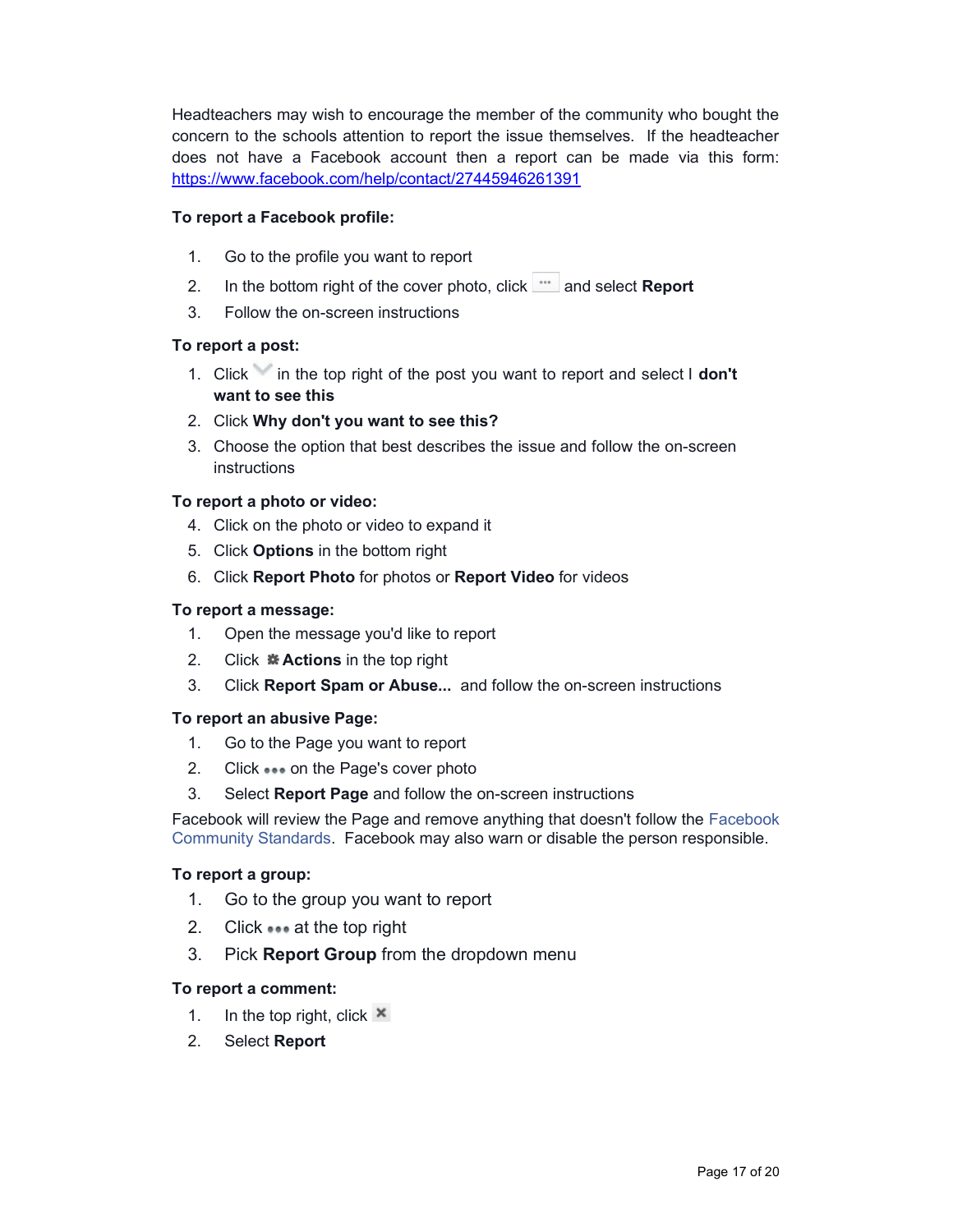Headteachers may wish to encourage the member of the community who bought the concern to the schools attention to report the issue themselves. If the headteacher does not have a Facebook account then a report can be made via this form: https://www.facebook.com/help/contact/274459462613911

**To report a Facebook profile:**

1. Go to the profile you want to report
2. In the bottom right of the cover photo, click ··· and select **Report**
3. Follow the on-screen instructions

**To report a post:**

1. Click in the top right of the post you want to report and select I **don't want to see this**
2. Click **Why don't you want to see this?**
3. Choose the option that best describes the issue and follow the on-screen instructions

**To report a photo or video:**

4. Click on the photo or video to expand it
5. Click **Options** in the bottom right
6. Click **Report Photo** for photos or **Report Video** for videos

**To report a message:**

1. Open the message you'd like to report
2. Click **Actions** in the top right
3. Click **Report Spam or Abuse...** and follow the on-screen instructions

**To report an abusive Page:**

1. Go to the Page you want to report
2. Click ••• on the Page's cover photo
3. Select **Report Page** and follow the on-screen instructions

Facebook will review the Page and remove anything that doesn't follow the Facebook Community Standards. Facebook may also warn or disable the person responsible.

**To report a group:**

1. Go to the group you want to report
2. Click ••• at the top right
3. Pick **Report Group** from the dropdown menu

**To report a comment:**

1. In the top right, click ✖
2. Select **Report**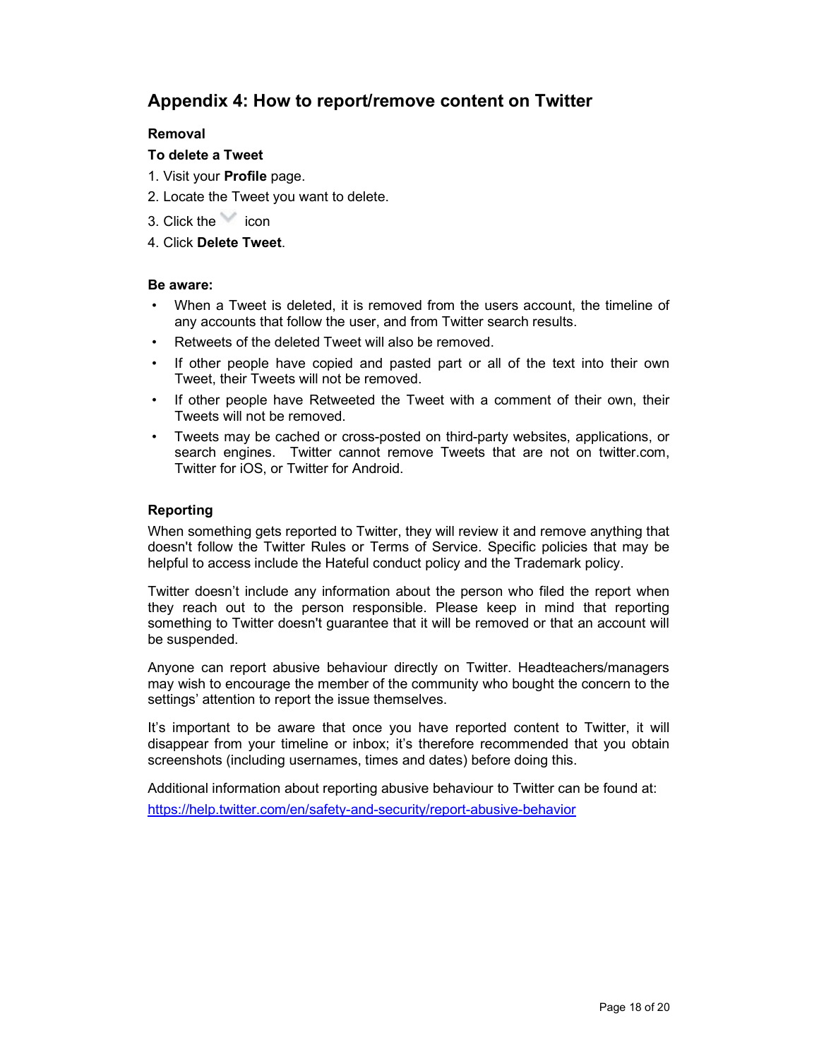## Appendix 4: How to report/remove content on Twitter

**Removal**

**To delete a Tweet**

1. Visit your **Profile** page.
2. Locate the Tweet you want to delete.
3. Click the icon
4. Click **Delete Tweet**.

**Be aware:**

- When a Tweet is deleted, it is removed from the users account, the timeline of any accounts that follow the user, and from Twitter search results.
- Retweets of the deleted Tweet will also be removed.
- If other people have copied and pasted part or all of the text into their own Tweet, their Tweets will not be removed.
- If other people have Retweeted the Tweet with a comment of their own, their Tweets will not be removed.
- Tweets may be cached or cross-posted on third-party websites, applications, or search engines. Twitter cannot remove Tweets that are not on twitter.com, Twitter for iOS, or Twitter for Android.

**Reporting**

When something gets reported to Twitter, they will review it and remove anything that doesn't follow the Twitter Rules or Terms of Service. Specific policies that may be helpful to access include the Hateful conduct policy and the Trademark policy.

Twitter doesn't include any information about the person who filed the report when they reach out to the person responsible. Please keep in mind that reporting something to Twitter doesn't guarantee that it will be removed or that an account will be suspended.

Anyone can report abusive behaviour directly on Twitter. Headteachers/managers may wish to encourage the member of the community who bought the concern to the settings' attention to report the issue themselves.

It's important to be aware that once you have reported content to Twitter, it will disappear from your timeline or inbox; it's therefore recommended that you obtain screenshots (including usernames, times and dates) before doing this.

Additional information about reporting abusive behaviour to Twitter can be found at:

https://help.twitter.com/en/safety-and-security/report-abusive-behavior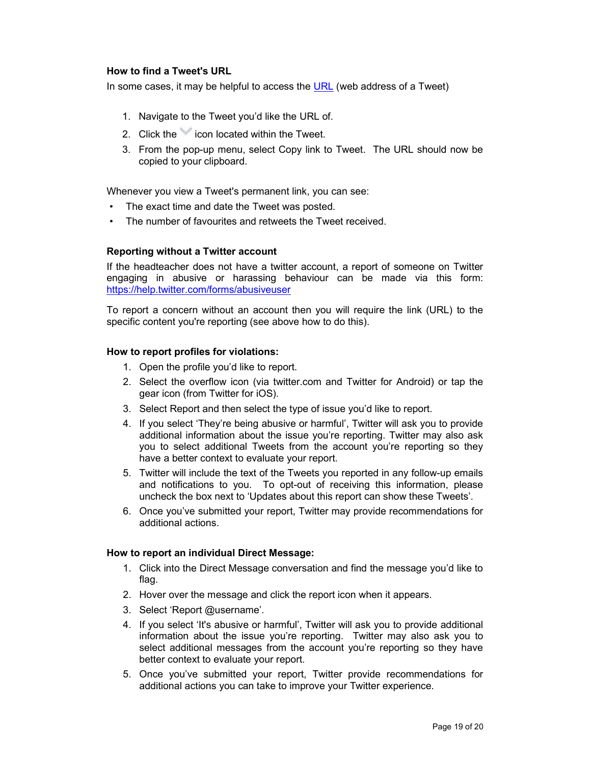**How to find a Tweet's URL**

In some cases, it may be helpful to access the URL (web address of a Tweet)

1. Navigate to the Tweet you'd like the URL of.
2. Click the icon located within the Tweet.
3. From the pop-up menu, select Copy link to Tweet. The URL should now be copied to your clipboard.

Whenever you view a Tweet's permanent link, you can see:

- The exact time and date the Tweet was posted.
- The number of favourites and retweets the Tweet received.

**Reporting without a Twitter account**

If the headteacher does not have a twitter account, a report of someone on Twitter engaging in abusive or harassing behaviour can be made via this form: https://help.twitter.com/forms/abusiveuser

To report a concern without an account then you will require the link (URL) to the specific content you're reporting (see above how to do this).

**How to report profiles for violations:**

1. Open the profile you'd like to report.
2. Select the overflow icon (via twitter.com and Twitter for Android) or tap the gear icon (from Twitter for iOS).
3. Select Report and then select the type of issue you'd like to report.
4. If you select 'They're being abusive or harmful', Twitter will ask you to provide additional information about the issue you're reporting. Twitter may also ask you to select additional Tweets from the account you're reporting so they have a better context to evaluate your report.
5. Twitter will include the text of the Tweets you reported in any follow-up emails and notifications to you. To opt-out of receiving this information, please uncheck the box next to 'Updates about this report can show these Tweets'.
6. Once you've submitted your report, Twitter may provide recommendations for additional actions.

**How to report an individual Direct Message:**

1. Click into the Direct Message conversation and find the message you'd like to flag.
2. Hover over the message and click the report icon when it appears.
3. Select 'Report @username'.
4. If you select 'It's abusive or harmful', Twitter will ask you to provide additional information about the issue you're reporting. Twitter may also ask you to select additional messages from the account you're reporting so they have better context to evaluate your report.
5. Once you've submitted your report, Twitter provide recommendations for additional actions you can take to improve your Twitter experience.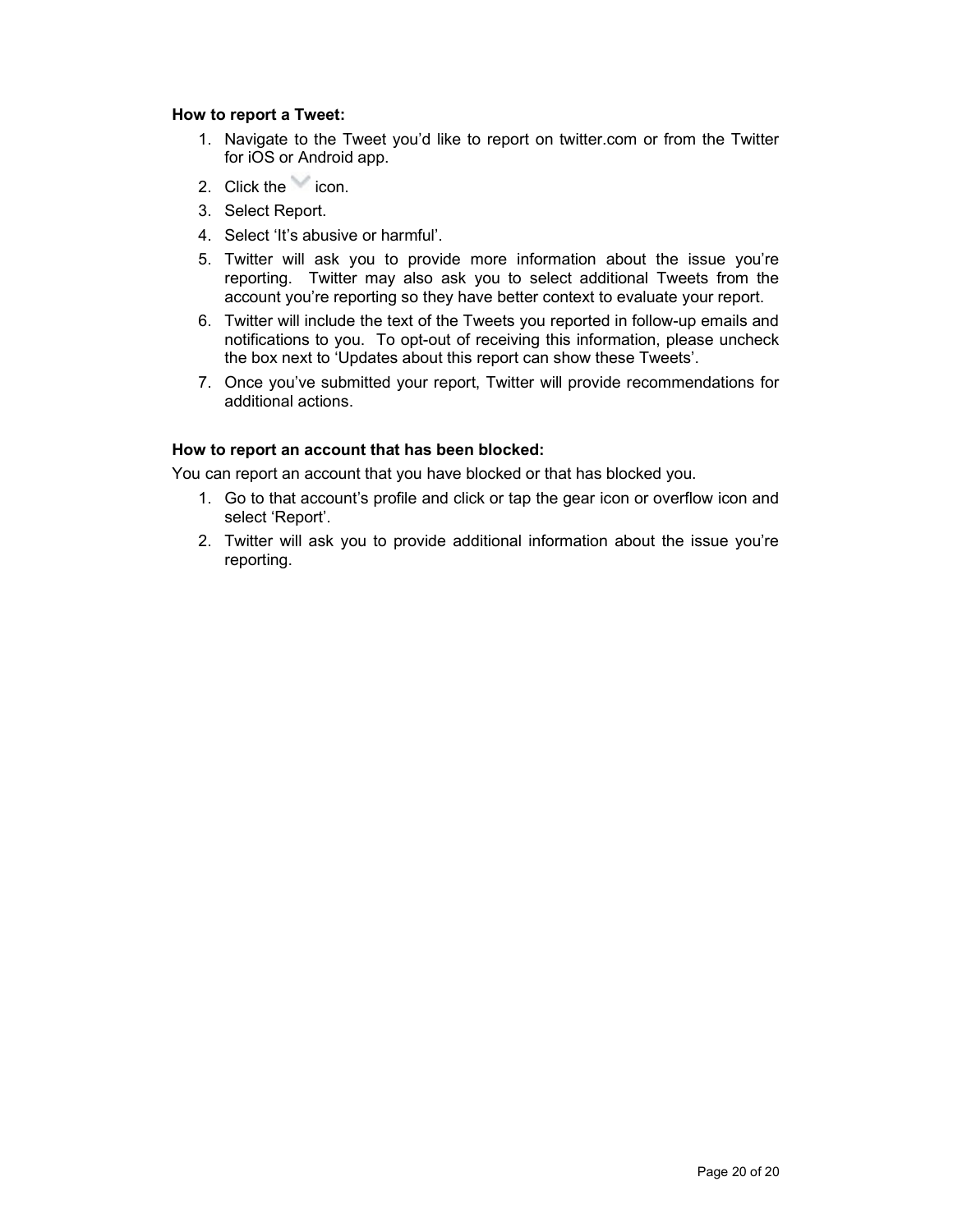**How to report a Tweet:**

1. Navigate to the Tweet you'd like to report on twitter.com or from the Twitter for iOS or Android app.
2. Click the icon.
3. Select Report.
4. Select 'It's abusive or harmful'.
5. Twitter will ask you to provide more information about the issue you're reporting. Twitter may also ask you to select additional Tweets from the account you're reporting so they have better context to evaluate your report.
6. Twitter will include the text of the Tweets you reported in follow-up emails and notifications to you. To opt-out of receiving this information, please uncheck the box next to 'Updates about this report can show these Tweets'.
7. Once you've submitted your report, Twitter will provide recommendations for additional actions.

**How to report an account that has been blocked:**

You can report an account that you have blocked or that has blocked you.

1. Go to that account's profile and click or tap the gear icon or overflow icon and select 'Report'.
2. Twitter will ask you to provide additional information about the issue you're reporting.